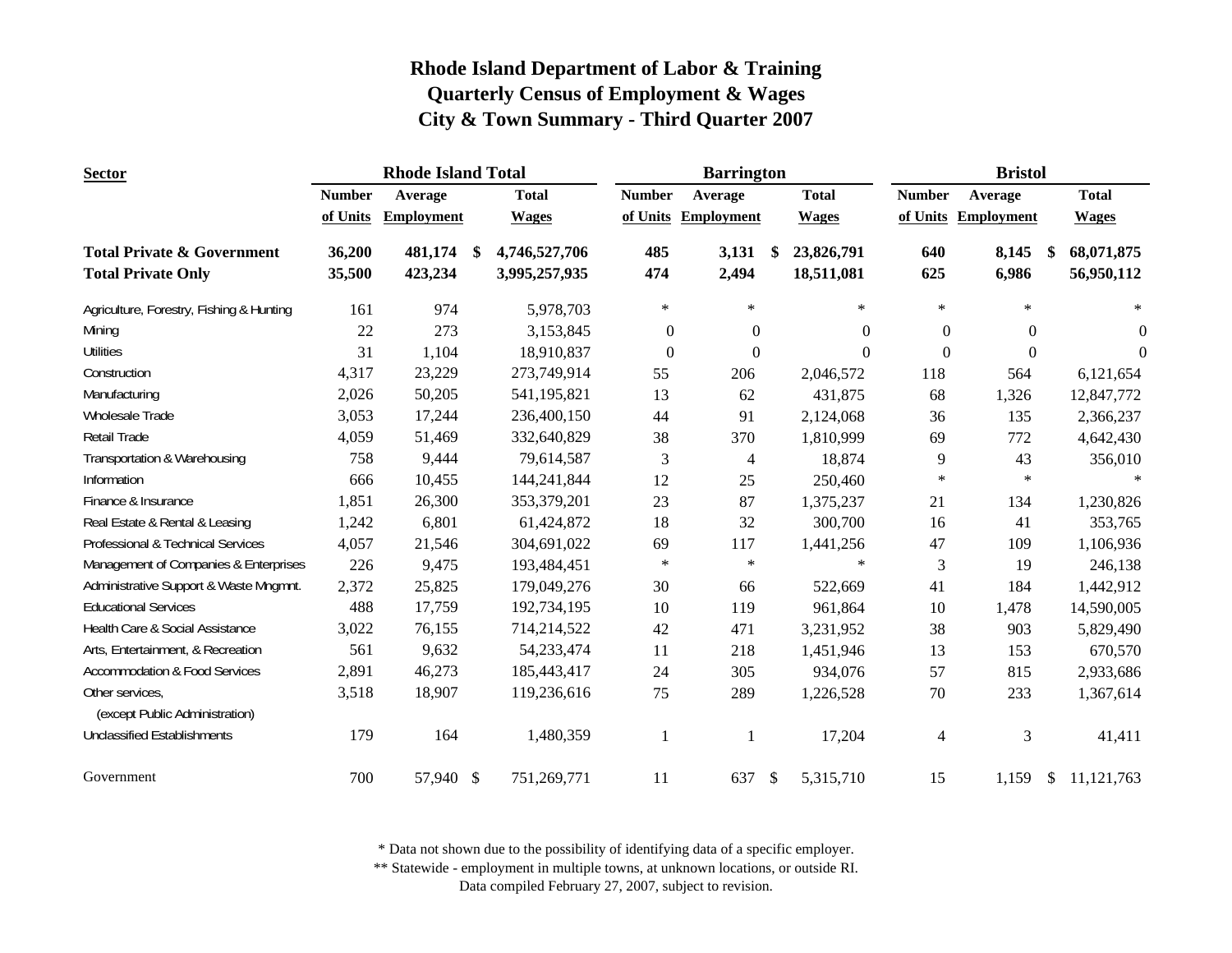# Rhode Island Department of Labor & Training
## Quarterly Census of Employment & Wages
## City & Town Summary - Third Quarter 2007

| Sector | Rhode Island Total | | | Barrington | | | Bristol | | |
|---|---|---|---|---|---|---|---|---|---|
| | Number of Units | Average Employment | Total Wages | Number of Units | Average Employment | Total Wages | Number of Units | Average Employment | Total Wages |
| **Total Private & Government** | **36,200** | **481,174** | **$ 4,746,527,706** | **485** | **3,131** | **$ 23,826,791** | **640** | **8,145** | **$ 68,071,875** |
| **Total Private Only** | **35,500** | **423,234** | **3,995,257,935** | **474** | **2,494** | **18,511,081** | **625** | **6,986** | **56,950,112** |
| Agriculture, Forestry, Fishing & Hunting | 161 | 974 | 5,978,703 | * | * | * | * | * | * |
| Mining | 22 | 273 | 3,153,845 | 0 | 0 | 0 | 0 | 0 | 0 |
| Utilities | 31 | 1,104 | 18,910,837 | 0 | 0 | 0 | 0 | 0 | 0 |
| Construction | 4,317 | 23,229 | 273,749,914 | 55 | 206 | 2,046,572 | 118 | 564 | 6,121,654 |
| Manufacturing | 2,026 | 50,205 | 541,195,821 | 13 | 62 | 431,875 | 68 | 1,326 | 12,847,772 |
| Wholesale Trade | 3,053 | 17,244 | 236,400,150 | 44 | 91 | 2,124,068 | 36 | 135 | 2,366,237 |
| Retail Trade | 4,059 | 51,469 | 332,640,829 | 38 | 370 | 1,810,999 | 69 | 772 | 4,642,430 |
| Transportation & Warehousing | 758 | 9,444 | 79,614,587 | 3 | 4 | 18,874 | 9 | 43 | 356,010 |
| Information | 666 | 10,455 | 144,241,844 | 12 | 25 | 250,460 | * | * | * |
| Finance & Insurance | 1,851 | 26,300 | 353,379,201 | 23 | 87 | 1,375,237 | 21 | 134 | 1,230,826 |
| Real Estate & Rental & Leasing | 1,242 | 6,801 | 61,424,872 | 18 | 32 | 300,700 | 16 | 41 | 353,765 |
| Professional & Technical Services | 4,057 | 21,546 | 304,691,022 | 69 | 117 | 1,441,256 | 47 | 109 | 1,106,936 |
| Management of Companies & Enterprises | 226 | 9,475 | 193,484,451 | * | * | * | 3 | 19 | 246,138 |
| Administrative Support & Waste Mngmnt. | 2,372 | 25,825 | 179,049,276 | 30 | 66 | 522,669 | 41 | 184 | 1,442,912 |
| Educational Services | 488 | 17,759 | 192,734,195 | 10 | 119 | 961,864 | 10 | 1,478 | 14,590,005 |
| Health Care & Social Assistance | 3,022 | 76,155 | 714,214,522 | 42 | 471 | 3,231,952 | 38 | 903 | 5,829,490 |
| Arts, Entertainment, & Recreation | 561 | 9,632 | 54,233,474 | 11 | 218 | 1,451,946 | 13 | 153 | 670,570 |
| Accommodation & Food Services | 2,891 | 46,273 | 185,443,417 | 24 | 305 | 934,076 | 57 | 815 | 2,933,686 |
| Other services, (except Public Administration) | 3,518 | 18,907 | 119,236,616 | 75 | 289 | 1,226,528 | 70 | 233 | 1,367,614 |
| Unclassified Establishments | 179 | 164 | 1,480,359 | 1 | 1 | 17,204 | 4 | 3 | 41,411 |
| Government | 700 | 57,940 | $ 751,269,771 | 11 | 637 | $ 5,315,710 | 15 | 1,159 | $ 11,121,763 |

\* Data not shown due to the possibility of identifying data of a specific employer.
\*\* Statewide - employment in multiple towns, at unknown locations, or outside RI.
Data compiled February 27, 2007, subject to revision.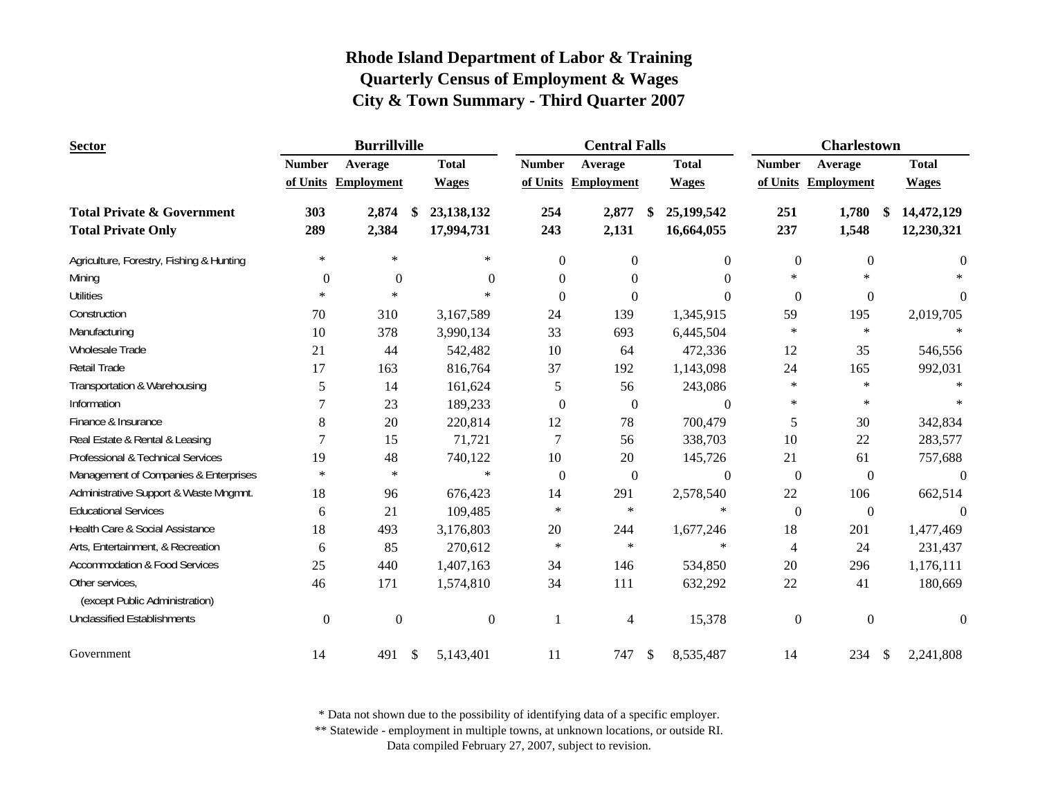# Rhode Island Department of Labor & Training
## Quarterly Census of Employment & Wages
## City & Town Summary - Third Quarter 2007

| Sector | Burrillville | | | Central Falls | | | Charlestown | | |
|---|---|---|---|---|---|---|---|---|---|
| | Number of Units | Average Employment | Total Wages | Number of Units | Average Employment | Total Wages | Number of Units | Average Employment | Total Wages |
| **Total Private & Government** | **303** | **2,874** | **$ 23,138,132** | **254** | **2,877** | **$ 25,199,542** | **251** | **1,780** | **$ 14,472,129** |
| **Total Private Only** | **289** | **2,384** | **17,994,731** | **243** | **2,131** | **16,664,055** | **237** | **1,548** | **12,230,321** |
| Agriculture, Forestry, Fishing & Hunting | * | * | * | 0 | 0 | 0 | 0 | 0 | 0 |
| Mining | 0 | 0 | 0 | 0 | 0 | 0 | * | * | * |
| Utilities | * | * | * | 0 | 0 | 0 | 0 | 0 | 0 |
| Construction | 70 | 310 | 3,167,589 | 24 | 139 | 1,345,915 | 59 | 195 | 2,019,705 |
| Manufacturing | 10 | 378 | 3,990,134 | 33 | 693 | 6,445,504 | * | * | * |
| Wholesale Trade | 21 | 44 | 542,482 | 10 | 64 | 472,336 | 12 | 35 | 546,556 |
| Retail Trade | 17 | 163 | 816,764 | 37 | 192 | 1,143,098 | 24 | 165 | 992,031 |
| Transportation & Warehousing | 5 | 14 | 161,624 | 5 | 56 | 243,086 | * | * | * |
| Information | 7 | 23 | 189,233 | 0 | 0 | 0 | * | * | * |
| Finance & Insurance | 8 | 20 | 220,814 | 12 | 78 | 700,479 | 5 | 30 | 342,834 |
| Real Estate & Rental & Leasing | 7 | 15 | 71,721 | 7 | 56 | 338,703 | 10 | 22 | 283,577 |
| Professional & Technical Services | 19 | 48 | 740,122 | 10 | 20 | 145,726 | 21 | 61 | 757,688 |
| Management of Companies & Enterprises | * | * | * | 0 | 0 | 0 | 0 | 0 | 0 |
| Administrative Support & Waste Mngmnt. | 18 | 96 | 676,423 | 14 | 291 | 2,578,540 | 22 | 106 | 662,514 |
| Educational Services | 6 | 21 | 109,485 | * | * | * | 0 | 0 | 0 |
| Health Care & Social Assistance | 18 | 493 | 3,176,803 | 20 | 244 | 1,677,246 | 18 | 201 | 1,477,469 |
| Arts, Entertainment, & Recreation | 6 | 85 | 270,612 | * | * | * | 4 | 24 | 231,437 |
| Accommodation & Food Services | 25 | 440 | 1,407,163 | 34 | 146 | 534,850 | 20 | 296 | 1,176,111 |
| Other services, (except Public Administration) | 46 | 171 | 1,574,810 | 34 | 111 | 632,292 | 22 | 41 | 180,669 |
| Unclassified Establishments | 0 | 0 | 0 | 1 | 4 | 15,378 | 0 | 0 | 0 |
| Government | 14 | 491 | $ 5,143,401 | 11 | 747 | $ 8,535,487 | 14 | 234 | $ 2,241,808 |

\* Data not shown due to the possibility of identifying data of a specific employer.
\*\* Statewide - employment in multiple towns, at unknown locations, or outside RI.
Data compiled February 27, 2007, subject to revision.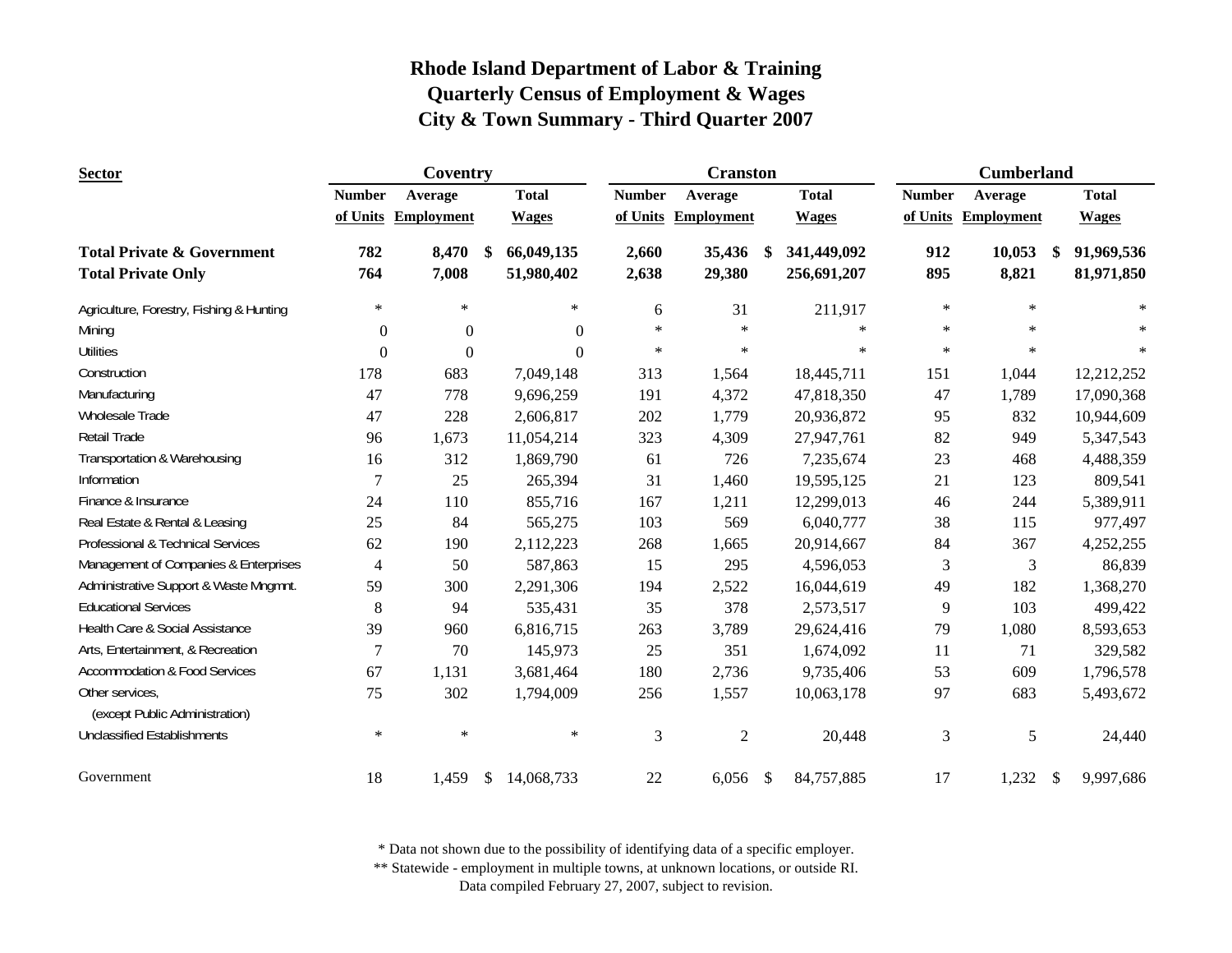# Rhode Island Department of Labor & Training
## Quarterly Census of Employment & Wages
## City & Town Summary - Third Quarter 2007

| Sector | Coventry | | | Cranston | | | Cumberland | | |
|---|---|---|---|---|---|---|---|---|---|
| | Number of Units | Average Employment | Total Wages | Number of Units | Average Employment | Total Wages | Number of Units | Average Employment | Total Wages |
| **Total Private & Government** | **782** | **8,470** | **$ 66,049,135** | **2,660** | **35,436** | **$ 341,449,092** | **912** | **10,053** | **$ 91,969,536** |
| **Total Private Only** | **764** | **7,008** | **51,980,402** | **2,638** | **29,380** | **256,691,207** | **895** | **8,821** | **81,971,850** |
| Agriculture, Forestry, Fishing & Hunting | * | * | * | 6 | 31 | 211,917 | * | * | * |
| Mining | 0 | 0 | 0 | * | * | * | * | * | * |
| Utilities | 0 | 0 | 0 | * | * | * | * | * | * |
| Construction | 178 | 683 | 7,049,148 | 313 | 1,564 | 18,445,711 | 151 | 1,044 | 12,212,252 |
| Manufacturing | 47 | 778 | 9,696,259 | 191 | 4,372 | 47,818,350 | 47 | 1,789 | 17,090,368 |
| Wholesale Trade | 47 | 228 | 2,606,817 | 202 | 1,779 | 20,936,872 | 95 | 832 | 10,944,609 |
| Retail Trade | 96 | 1,673 | 11,054,214 | 323 | 4,309 | 27,947,761 | 82 | 949 | 5,347,543 |
| Transportation & Warehousing | 16 | 312 | 1,869,790 | 61 | 726 | 7,235,674 | 23 | 468 | 4,488,359 |
| Information | 7 | 25 | 265,394 | 31 | 1,460 | 19,595,125 | 21 | 123 | 809,541 |
| Finance & Insurance | 24 | 110 | 855,716 | 167 | 1,211 | 12,299,013 | 46 | 244 | 5,389,911 |
| Real Estate & Rental & Leasing | 25 | 84 | 565,275 | 103 | 569 | 6,040,777 | 38 | 115 | 977,497 |
| Professional & Technical Services | 62 | 190 | 2,112,223 | 268 | 1,665 | 20,914,667 | 84 | 367 | 4,252,255 |
| Management of Companies & Enterprises | 4 | 50 | 587,863 | 15 | 295 | 4,596,053 | 3 | 3 | 86,839 |
| Administrative Support & Waste Mngmnt. | 59 | 300 | 2,291,306 | 194 | 2,522 | 16,044,619 | 49 | 182 | 1,368,270 |
| Educational Services | 8 | 94 | 535,431 | 35 | 378 | 2,573,517 | 9 | 103 | 499,422 |
| Health Care & Social Assistance | 39 | 960 | 6,816,715 | 263 | 3,789 | 29,624,416 | 79 | 1,080 | 8,593,653 |
| Arts, Entertainment, & Recreation | 7 | 70 | 145,973 | 25 | 351 | 1,674,092 | 11 | 71 | 329,582 |
| Accommodation & Food Services | 67 | 1,131 | 3,681,464 | 180 | 2,736 | 9,735,406 | 53 | 609 | 1,796,578 |
| Other services, (except Public Administration) | 75 | 302 | 1,794,009 | 256 | 1,557 | 10,063,178 | 97 | 683 | 5,493,672 |
| Unclassified Establishments | * | * | * | 3 | 2 | 20,448 | 3 | 5 | 24,440 |
| Government | 18 | 1,459 | $ 14,068,733 | 22 | 6,056 | $ 84,757,885 | 17 | 1,232 | $ 9,997,686 |

* Data not shown due to the possibility of identifying data of a specific employer.
** Statewide - employment in multiple towns, at unknown locations, or outside RI.
Data compiled February 27, 2007, subject to revision.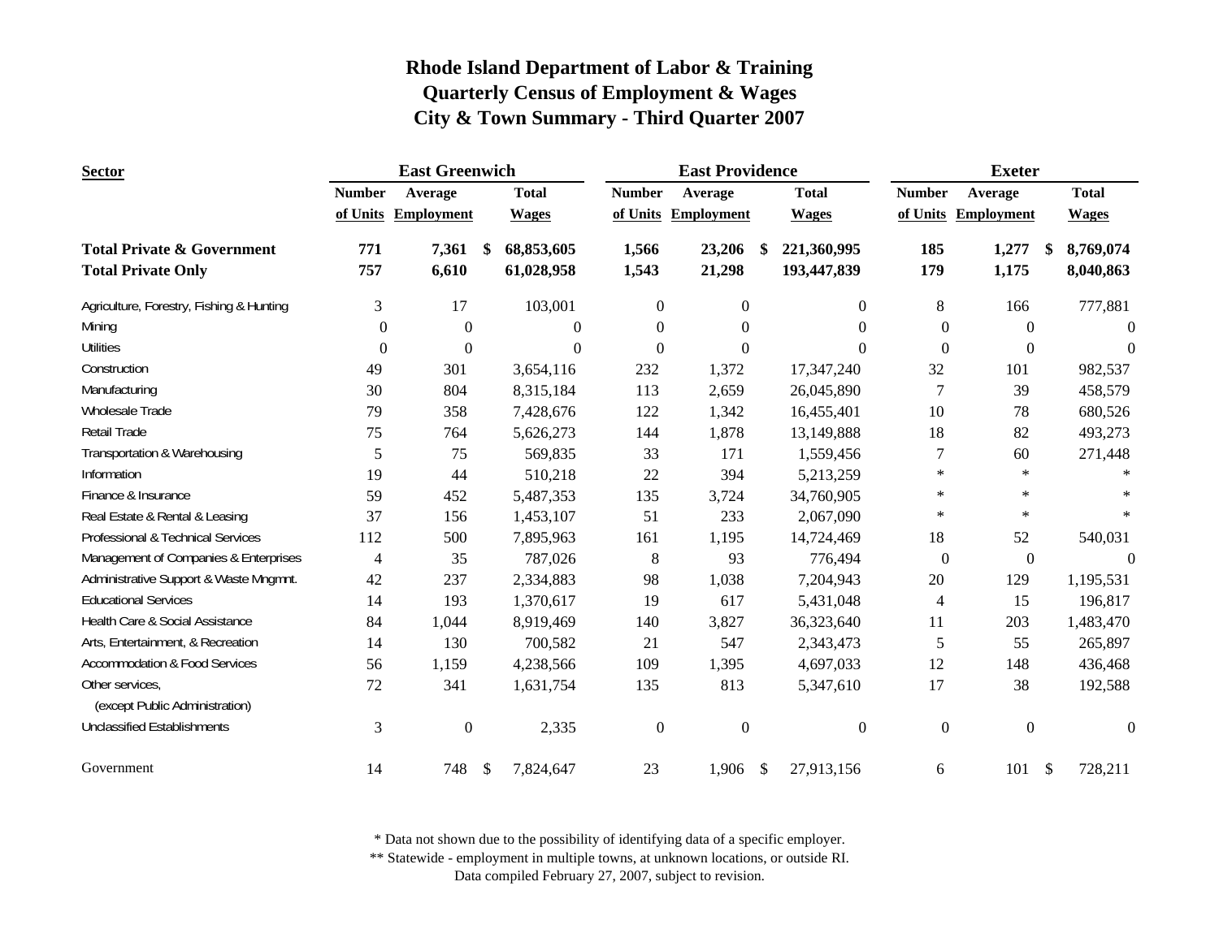# Rhode Island Department of Labor & Training
## Quarterly Census of Employment & Wages
## City & Town Summary - Third Quarter 2007

| Sector | East Greenwich | | | East Providence | | | Exeter | | |
|---|---|---|---|---|---|---|---|---|---|
| | Number of Units | Average Employment | Total Wages | Number of Units | Average Employment | Total Wages | Number of Units | Average Employment | Total Wages |
| **Total Private & Government** | **771** | **7,361** | **$ 68,853,605** | **1,566** | **23,206** | **$ 221,360,995** | **185** | **1,277** | **$ 8,769,074** |
| **Total Private Only** | **757** | **6,610** | **61,028,958** | **1,543** | **21,298** | **193,447,839** | **179** | **1,175** | **8,040,863** |
| Agriculture, Forestry, Fishing & Hunting | 3 | 17 | 103,001 | 0 | 0 | 0 | 8 | 166 | 777,881 |
| Mining | 0 | 0 | 0 | 0 | 0 | 0 | 0 | 0 | 0 |
| Utilities | 0 | 0 | 0 | 0 | 0 | 0 | 0 | 0 | 0 |
| Construction | 49 | 301 | 3,654,116 | 232 | 1,372 | 17,347,240 | 32 | 101 | 982,537 |
| Manufacturing | 30 | 804 | 8,315,184 | 113 | 2,659 | 26,045,890 | 7 | 39 | 458,579 |
| Wholesale Trade | 79 | 358 | 7,428,676 | 122 | 1,342 | 16,455,401 | 10 | 78 | 680,526 |
| Retail Trade | 75 | 764 | 5,626,273 | 144 | 1,878 | 13,149,888 | 18 | 82 | 493,273 |
| Transportation & Warehousing | 5 | 75 | 569,835 | 33 | 171 | 1,559,456 | 7 | 60 | 271,448 |
| Information | 19 | 44 | 510,218 | 22 | 394 | 5,213,259 | * | * | * |
| Finance & Insurance | 59 | 452 | 5,487,353 | 135 | 3,724 | 34,760,905 | * | * | * |
| Real Estate & Rental & Leasing | 37 | 156 | 1,453,107 | 51 | 233 | 2,067,090 | * | * | * |
| Professional & Technical Services | 112 | 500 | 7,895,963 | 161 | 1,195 | 14,724,469 | 18 | 52 | 540,031 |
| Management of Companies & Enterprises | 4 | 35 | 787,026 | 8 | 93 | 776,494 | 0 | 0 | 0 |
| Administrative Support & Waste Mngmnt. | 42 | 237 | 2,334,883 | 98 | 1,038 | 7,204,943 | 20 | 129 | 1,195,531 |
| Educational Services | 14 | 193 | 1,370,617 | 19 | 617 | 5,431,048 | 4 | 15 | 196,817 |
| Health Care & Social Assistance | 84 | 1,044 | 8,919,469 | 140 | 3,827 | 36,323,640 | 11 | 203 | 1,483,470 |
| Arts, Entertainment, & Recreation | 14 | 130 | 700,582 | 21 | 547 | 2,343,473 | 5 | 55 | 265,897 |
| Accommodation & Food Services | 56 | 1,159 | 4,238,566 | 109 | 1,395 | 4,697,033 | 12 | 148 | 436,468 |
| Other services, (except Public Administration) | 72 | 341 | 1,631,754 | 135 | 813 | 5,347,610 | 17 | 38 | 192,588 |
| Unclassified Establishments | 3 | 0 | 2,335 | 0 | 0 | 0 | 0 | 0 | 0 |
| Government | 14 | 748 | $ 7,824,647 | 23 | 1,906 | $ 27,913,156 | 6 | 101 | $ 728,211 |

\* Data not shown due to the possibility of identifying data of a specific employer.
\*\* Statewide - employment in multiple towns, at unknown locations, or outside RI.
Data compiled February 27, 2007, subject to revision.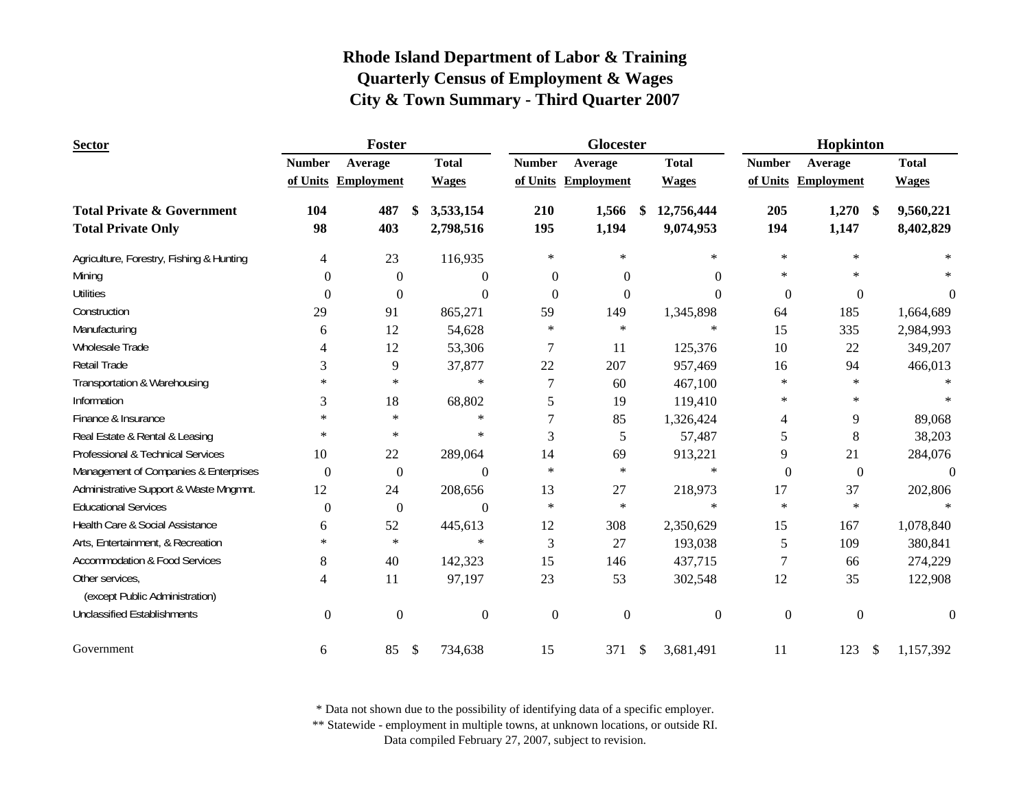# Rhode Island Department of Labor & Training
## Quarterly Census of Employment & Wages
## City & Town Summary - Third Quarter 2007

| Sector | Foster Number of Units | Foster Average Employment | Foster Total Wages | Glocester Number of Units | Glocester Average Employment | Glocester Total Wages | Hopkinton Number of Units | Hopkinton Average Employment | Hopkinton Total Wages |
|---|---|---|---|---|---|---|---|---|---|
| **Total Private & Government** | **104** | **487** | **$ 3,533,154** | **210** | **1,566** | **$ 12,756,444** | **205** | **1,270** | **$ 9,560,221** |
| **Total Private Only** | **98** | **403** | **2,798,516** | **195** | **1,194** | **9,074,953** | **194** | **1,147** | **8,402,829** |
| Agriculture, Forestry, Fishing & Hunting | 4 | 23 | 116,935 | * | * | * | * | * | * |
| Mining | 0 | 0 | 0 | 0 | 0 | 0 | * | * | * |
| Utilities | 0 | 0 | 0 | 0 | 0 | 0 | 0 | 0 | 0 |
| Construction | 29 | 91 | 865,271 | 59 | 149 | 1,345,898 | 64 | 185 | 1,664,689 |
| Manufacturing | 6 | 12 | 54,628 | * | * | * | 15 | 335 | 2,984,993 |
| Wholesale Trade | 4 | 12 | 53,306 | 7 | 11 | 125,376 | 10 | 22 | 349,207 |
| Retail Trade | 3 | 9 | 37,877 | 22 | 207 | 957,469 | 16 | 94 | 466,013 |
| Transportation & Warehousing | * | * | * | 7 | 60 | 467,100 | * | * | * |
| Information | 3 | 18 | 68,802 | 5 | 19 | 119,410 | * | * | * |
| Finance & Insurance | * | * | * | 7 | 85 | 1,326,424 | 4 | 9 | 89,068 |
| Real Estate & Rental & Leasing | * | * | * | 3 | 5 | 57,487 | 5 | 8 | 38,203 |
| Professional & Technical Services | 10 | 22 | 289,064 | 14 | 69 | 913,221 | 9 | 21 | 284,076 |
| Management of Companies & Enterprises | 0 | 0 | 0 | * | * | * | 0 | 0 | 0 |
| Administrative Support & Waste Mngmnt. | 12 | 24 | 208,656 | 13 | 27 | 218,973 | 17 | 37 | 202,806 |
| Educational Services | 0 | 0 | 0 | * | * | * | * | * | * |
| Health Care & Social Assistance | 6 | 52 | 445,613 | 12 | 308 | 2,350,629 | 15 | 167 | 1,078,840 |
| Arts, Entertainment, & Recreation | * | * | * | 3 | 27 | 193,038 | 5 | 109 | 380,841 |
| Accommodation & Food Services | 8 | 40 | 142,323 | 15 | 146 | 437,715 | 7 | 66 | 274,229 |
| Other services, (except Public Administration) | 4 | 11 | 97,197 | 23 | 53 | 302,548 | 12 | 35 | 122,908 |
| Unclassified Establishments | 0 | 0 | 0 | 0 | 0 | 0 | 0 | 0 | 0 |
| Government | 6 | 85 | $ 734,638 | 15 | 371 | $ 3,681,491 | 11 | 123 | $ 1,157,392 |

\* Data not shown due to the possibility of identifying data of a specific employer.
\*\* Statewide - employment in multiple towns, at unknown locations, or outside RI.
Data compiled February 27, 2007, subject to revision.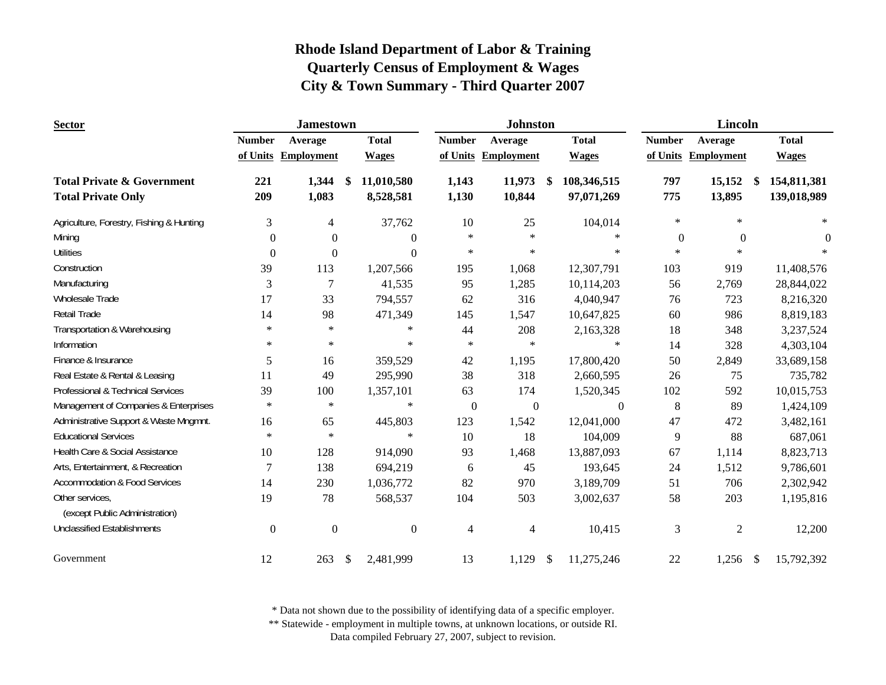# Rhode Island Department of Labor & Training
## Quarterly Census of Employment & Wages
## City & Town Summary - Third Quarter 2007

| Sector | Jamestown | | | Johnston | | | Lincoln | | |
|---|---|---|---|---|---|---|---|---|---|
| | Number of Units | Average Employment | Total Wages | Number of Units | Average Employment | Total Wages | Number of Units | Average Employment | Total Wages |
| **Total Private & Government** | **221** | **1,344** | **$ 11,010,580** | **1,143** | **11,973** | **$ 108,346,515** | **797** | **15,152** | **$ 154,811,381** |
| **Total Private Only** | **209** | **1,083** | **8,528,581** | **1,130** | **10,844** | **97,071,269** | **775** | **13,895** | **139,018,989** |
| Agriculture, Forestry, Fishing & Hunting | 3 | 4 | 37,762 | 10 | 25 | 104,014 | * | * | * |
| Mining | 0 | 0 | 0 | * | * | * | 0 | 0 | 0 |
| Utilities | 0 | 0 | 0 | * | * | * | * | * | * |
| Construction | 39 | 113 | 1,207,566 | 195 | 1,068 | 12,307,791 | 103 | 919 | 11,408,576 |
| Manufacturing | 3 | 7 | 41,535 | 95 | 1,285 | 10,114,203 | 56 | 2,769 | 28,844,022 |
| Wholesale Trade | 17 | 33 | 794,557 | 62 | 316 | 4,040,947 | 76 | 723 | 8,216,320 |
| Retail Trade | 14 | 98 | 471,349 | 145 | 1,547 | 10,647,825 | 60 | 986 | 8,819,183 |
| Transportation & Warehousing | * | * | * | 44 | 208 | 2,163,328 | 18 | 348 | 3,237,524 |
| Information | * | * | * | * | * | * | 14 | 328 | 4,303,104 |
| Finance & Insurance | 5 | 16 | 359,529 | 42 | 1,195 | 17,800,420 | 50 | 2,849 | 33,689,158 |
| Real Estate & Rental & Leasing | 11 | 49 | 295,990 | 38 | 318 | 2,660,595 | 26 | 75 | 735,782 |
| Professional & Technical Services | 39 | 100 | 1,357,101 | 63 | 174 | 1,520,345 | 102 | 592 | 10,015,753 |
| Management of Companies & Enterprises | * | * | * | 0 | 0 | 0 | 8 | 89 | 1,424,109 |
| Administrative Support & Waste Mngmnt. | 16 | 65 | 445,803 | 123 | 1,542 | 12,041,000 | 47 | 472 | 3,482,161 |
| Educational Services | * | * | * | 10 | 18 | 104,009 | 9 | 88 | 687,061 |
| Health Care & Social Assistance | 10 | 128 | 914,090 | 93 | 1,468 | 13,887,093 | 67 | 1,114 | 8,823,713 |
| Arts, Entertainment, & Recreation | 7 | 138 | 694,219 | 6 | 45 | 193,645 | 24 | 1,512 | 9,786,601 |
| Accommodation & Food Services | 14 | 230 | 1,036,772 | 82 | 970 | 3,189,709 | 51 | 706 | 2,302,942 |
| Other services, (except Public Administration) | 19 | 78 | 568,537 | 104 | 503 | 3,002,637 | 58 | 203 | 1,195,816 |
| Unclassified Establishments | 0 | 0 | 0 | 4 | 4 | 10,415 | 3 | 2 | 12,200 |
| Government | 12 | 263 | $ 2,481,999 | 13 | 1,129 | $ 11,275,246 | 22 | 1,256 | $ 15,792,392 |

* Data not shown due to the possibility of identifying data of a specific employer.

** Statewide - employment in multiple towns, at unknown locations, or outside RI.

Data compiled February 27, 2007, subject to revision.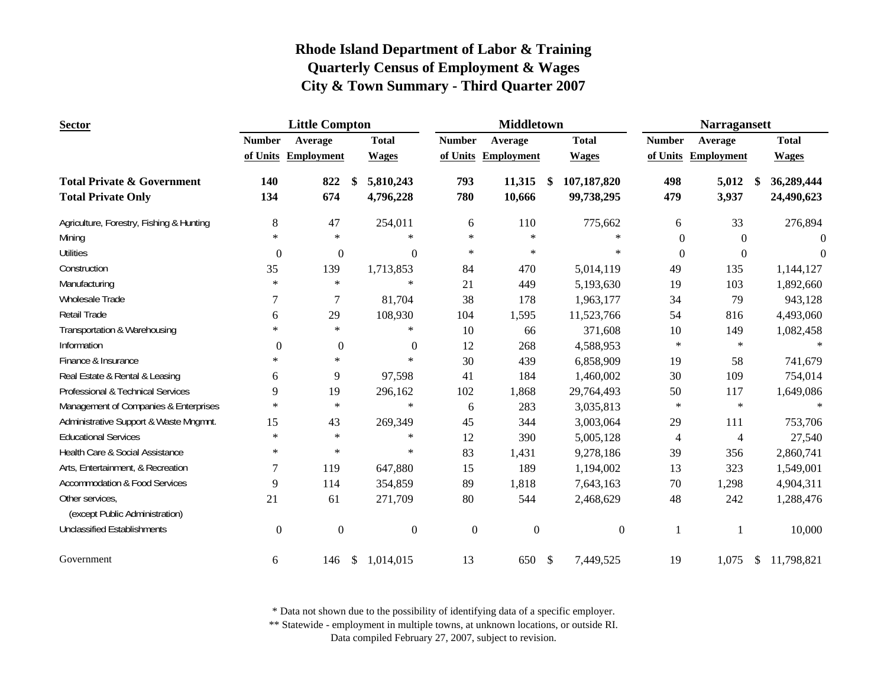# Rhode Island Department of Labor & Training
## Quarterly Census of Employment & Wages
## City & Town Summary - Third Quarter 2007

| Sector | Little Compton | | | Middletown | | | Narragansett | | |
|---|---|---|---|---|---|---|---|---|---|
| | Number of Units | Average Employment | Total Wages | Number of Units | Average Employment | Total Wages | Number of Units | Average Employment | Total Wages |
| **Total Private & Government** | **140** | **822** | **$ 5,810,243** | **793** | **11,315** | **$ 107,187,820** | **498** | **5,012** | **$ 36,289,444** |
| **Total Private Only** | **134** | **674** | **4,796,228** | **780** | **10,666** | **99,738,295** | **479** | **3,937** | **24,490,623** |
| Agriculture, Forestry, Fishing & Hunting | 8 | 47 | 254,011 | 6 | 110 | 775,662 | 6 | 33 | 276,894 |
| Mining | * | * | * | * | * | * | 0 | 0 | 0 |
| Utilities | 0 | 0 | 0 | * | * | * | 0 | 0 | 0 |
| Construction | 35 | 139 | 1,713,853 | 84 | 470 | 5,014,119 | 49 | 135 | 1,144,127 |
| Manufacturing | * | * | * | 21 | 449 | 5,193,630 | 19 | 103 | 1,892,660 |
| Wholesale Trade | 7 | 7 | 81,704 | 38 | 178 | 1,963,177 | 34 | 79 | 943,128 |
| Retail Trade | 6 | 29 | 108,930 | 104 | 1,595 | 11,523,766 | 54 | 816 | 4,493,060 |
| Transportation & Warehousing | * | * | * | 10 | 66 | 371,608 | 10 | 149 | 1,082,458 |
| Information | 0 | 0 | 0 | 12 | 268 | 4,588,953 | * | * | * |
| Finance & Insurance | * | * | * | 30 | 439 | 6,858,909 | 19 | 58 | 741,679 |
| Real Estate & Rental & Leasing | 6 | 9 | 97,598 | 41 | 184 | 1,460,002 | 30 | 109 | 754,014 |
| Professional & Technical Services | 9 | 19 | 296,162 | 102 | 1,868 | 29,764,493 | 50 | 117 | 1,649,086 |
| Management of Companies & Enterprises | * | * | * | 6 | 283 | 3,035,813 | * | * | * |
| Administrative Support & Waste Mngmnt. | 15 | 43 | 269,349 | 45 | 344 | 3,003,064 | 29 | 111 | 753,706 |
| Educational Services | * | * | * | 12 | 390 | 5,005,128 | 4 | 4 | 27,540 |
| Health Care & Social Assistance | * | * | * | 83 | 1,431 | 9,278,186 | 39 | 356 | 2,860,741 |
| Arts, Entertainment, & Recreation | 7 | 119 | 647,880 | 15 | 189 | 1,194,002 | 13 | 323 | 1,549,001 |
| Accommodation & Food Services | 9 | 114 | 354,859 | 89 | 1,818 | 7,643,163 | 70 | 1,298 | 4,904,311 |
| Other services, (except Public Administration) | 21 | 61 | 271,709 | 80 | 544 | 2,468,629 | 48 | 242 | 1,288,476 |
| Unclassified Establishments | 0 | 0 | 0 | 0 | 0 | 0 | 1 | 1 | 10,000 |
| Government | 6 | 146 | $ 1,014,015 | 13 | 650 | $ 7,449,525 | 19 | 1,075 | $ 11,798,821 |

* Data not shown due to the possibility of identifying data of a specific employer.

** Statewide - employment in multiple towns, at unknown locations, or outside RI.

Data compiled February 27, 2007, subject to revision.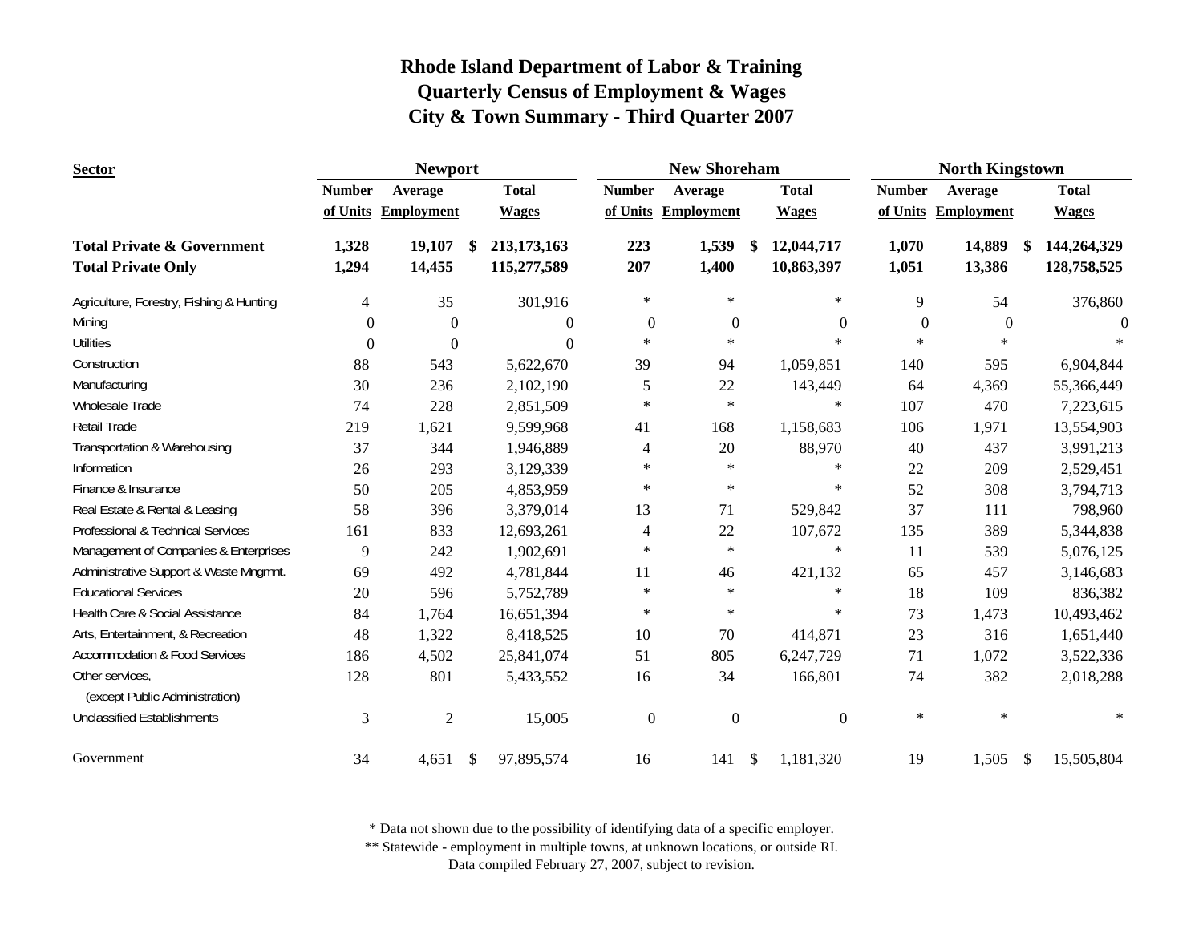# Rhode Island Department of Labor & Training
## Quarterly Census of Employment & Wages
## City & Town Summary - Third Quarter 2007

| Sector | Newport | | | New Shoreham | | | North Kingstown | | |
|---|---|---|---|---|---|---|---|---|---|
| | Number of Units | Average Employment | Total Wages | Number of Units | Average Employment | Total Wages | Number of Units | Average Employment | Total Wages |
| **Total Private & Government** | **1,328** | **19,107** | **$ 213,173,163** | **223** | **1,539** | **$ 12,044,717** | **1,070** | **14,889** | **$ 144,264,329** |
| **Total Private Only** | **1,294** | **14,455** | **115,277,589** | **207** | **1,400** | **10,863,397** | **1,051** | **13,386** | **128,758,525** |
| Agriculture, Forestry, Fishing & Hunting | 4 | 35 | 301,916 | * | * | * | 9 | 54 | 376,860 |
| Mining | 0 | 0 | 0 | 0 | 0 | 0 | 0 | 0 | 0 |
| Utilities | 0 | 0 | 0 | * | * | * | * | * | * |
| Construction | 88 | 543 | 5,622,670 | 39 | 94 | 1,059,851 | 140 | 595 | 6,904,844 |
| Manufacturing | 30 | 236 | 2,102,190 | 5 | 22 | 143,449 | 64 | 4,369 | 55,366,449 |
| Wholesale Trade | 74 | 228 | 2,851,509 | * | * | * | 107 | 470 | 7,223,615 |
| Retail Trade | 219 | 1,621 | 9,599,968 | 41 | 168 | 1,158,683 | 106 | 1,971 | 13,554,903 |
| Transportation & Warehousing | 37 | 344 | 1,946,889 | 4 | 20 | 88,970 | 40 | 437 | 3,991,213 |
| Information | 26 | 293 | 3,129,339 | * | * | * | 22 | 209 | 2,529,451 |
| Finance & Insurance | 50 | 205 | 4,853,959 | * | * | * | 52 | 308 | 3,794,713 |
| Real Estate & Rental & Leasing | 58 | 396 | 3,379,014 | 13 | 71 | 529,842 | 37 | 111 | 798,960 |
| Professional & Technical Services | 161 | 833 | 12,693,261 | 4 | 22 | 107,672 | 135 | 389 | 5,344,838 |
| Management of Companies & Enterprises | 9 | 242 | 1,902,691 | * | * | * | 11 | 539 | 5,076,125 |
| Administrative Support & Waste Mngmnt. | 69 | 492 | 4,781,844 | 11 | 46 | 421,132 | 65 | 457 | 3,146,683 |
| Educational Services | 20 | 596 | 5,752,789 | * | * | * | 18 | 109 | 836,382 |
| Health Care & Social Assistance | 84 | 1,764 | 16,651,394 | * | * | * | 73 | 1,473 | 10,493,462 |
| Arts, Entertainment, & Recreation | 48 | 1,322 | 8,418,525 | 10 | 70 | 414,871 | 23 | 316 | 1,651,440 |
| Accommodation & Food Services | 186 | 4,502 | 25,841,074 | 51 | 805 | 6,247,729 | 71 | 1,072 | 3,522,336 |
| Other services, (except Public Administration) | 128 | 801 | 5,433,552 | 16 | 34 | 166,801 | 74 | 382 | 2,018,288 |
| Unclassified Establishments | 3 | 2 | 15,005 | 0 | 0 | 0 | * | * | * |
| Government | 34 | 4,651 | $ 97,895,574 | 16 | 141 | $ 1,181,320 | 19 | 1,505 | $ 15,505,804 |

\* Data not shown due to the possibility of identifying data of a specific employer.
** Statewide - employment in multiple towns, at unknown locations, or outside RI.
Data compiled February 27, 2007, subject to revision.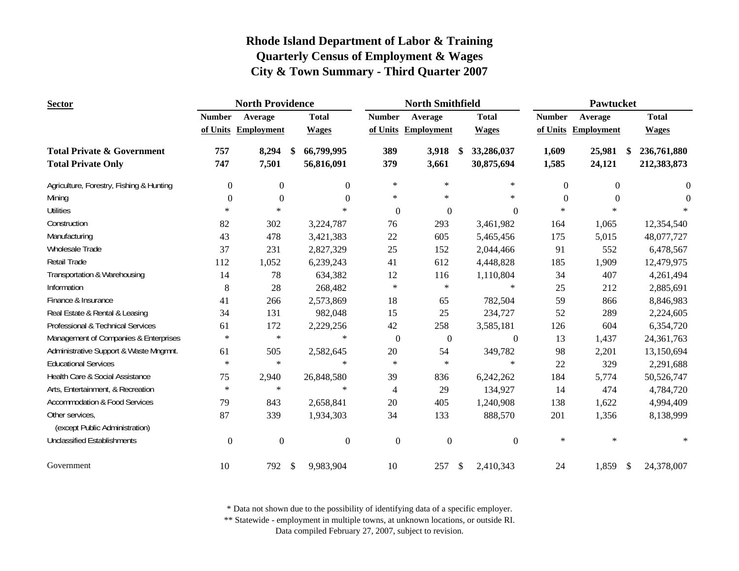# Rhode Island Department of Labor & Training
## Quarterly Census of Employment & Wages
## City & Town Summary - Third Quarter 2007

| Sector | North Providence | | | North Smithfield | | | Pawtucket | | |
|---|---|---|---|---|---|---|---|---|---|
| | Number of Units | Average Employment | Total Wages | Number of Units | Average Employment | Total Wages | Number of Units | Average Employment | Total Wages |
| **Total Private & Government** | **757** | **8,294** | **$ 66,799,995** | **389** | **3,918** | **$ 33,286,037** | **1,609** | **25,981** | **$ 236,761,880** |
| **Total Private Only** | **747** | **7,501** | **56,816,091** | **379** | **3,661** | **30,875,694** | **1,585** | **24,121** | **212,383,873** |
| Agriculture, Forestry, Fishing & Hunting | 0 | 0 | 0 | * | * | * | 0 | 0 | 0 |
| Mining | 0 | 0 | 0 | * | * | * | 0 | 0 | 0 |
| Utilities | * | * | * | 0 | 0 | 0 | * | * | * |
| Construction | 82 | 302 | 3,224,787 | 76 | 293 | 3,461,982 | 164 | 1,065 | 12,354,540 |
| Manufacturing | 43 | 478 | 3,421,383 | 22 | 605 | 5,465,456 | 175 | 5,015 | 48,077,727 |
| Wholesale Trade | 37 | 231 | 2,827,329 | 25 | 152 | 2,044,466 | 91 | 552 | 6,478,567 |
| Retail Trade | 112 | 1,052 | 6,239,243 | 41 | 612 | 4,448,828 | 185 | 1,909 | 12,479,975 |
| Transportation & Warehousing | 14 | 78 | 634,382 | 12 | 116 | 1,110,804 | 34 | 407 | 4,261,494 |
| Information | 8 | 28 | 268,482 | * | * | * | 25 | 212 | 2,885,691 |
| Finance & Insurance | 41 | 266 | 2,573,869 | 18 | 65 | 782,504 | 59 | 866 | 8,846,983 |
| Real Estate & Rental & Leasing | 34 | 131 | 982,048 | 15 | 25 | 234,727 | 52 | 289 | 2,224,605 |
| Professional & Technical Services | 61 | 172 | 2,229,256 | 42 | 258 | 3,585,181 | 126 | 604 | 6,354,720 |
| Management of Companies & Enterprises | * | * | * | 0 | 0 | 0 | 13 | 1,437 | 24,361,763 |
| Administrative Support & Waste Mngmnt. | 61 | 505 | 2,582,645 | 20 | 54 | 349,782 | 98 | 2,201 | 13,150,694 |
| Educational Services | * | * | * | * | * | * | 22 | 329 | 2,291,688 |
| Health Care & Social Assistance | 75 | 2,940 | 26,848,580 | 39 | 836 | 6,242,262 | 184 | 5,774 | 50,526,747 |
| Arts, Entertainment, & Recreation | * | * | * | 4 | 29 | 134,927 | 14 | 474 | 4,784,720 |
| Accommodation & Food Services | 79 | 843 | 2,658,841 | 20 | 405 | 1,240,908 | 138 | 1,622 | 4,994,409 |
| Other services, (except Public Administration) | 87 | 339 | 1,934,303 | 34 | 133 | 888,570 | 201 | 1,356 | 8,138,999 |
| Unclassified Establishments | 0 | 0 | 0 | 0 | 0 | 0 | * | * | * |
| Government | 10 | 792 | $ 9,983,904 | 10 | 257 | $ 2,410,343 | 24 | 1,859 | $ 24,378,007 |

\* Data not shown due to the possibility of identifying data of a specific employer.
\*\* Statewide - employment in multiple towns, at unknown locations, or outside RI.
Data compiled February 27, 2007, subject to revision.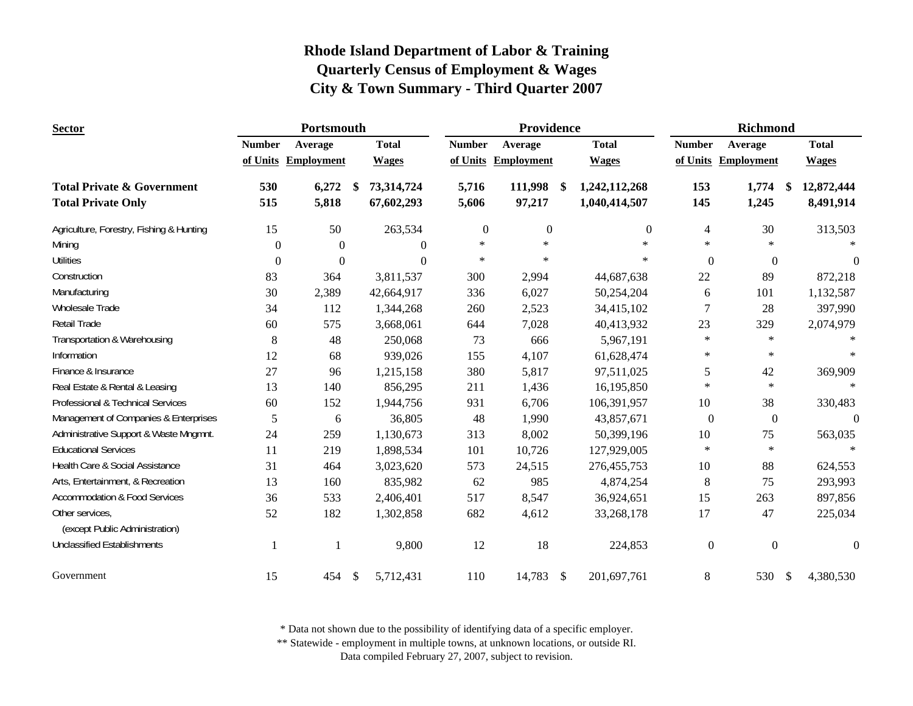# Rhode Island Department of Labor & Training
## Quarterly Census of Employment & Wages
## City & Town Summary - Third Quarter 2007

| Sector | Portsmouth | | | Providence | | | Richmond | | |
|---|---|---|---|---|---|---|---|---|---|
| | Number of Units | Average Employment | Total Wages | Number of Units | Average Employment | Total Wages | Number of Units | Average Employment | Total Wages |
| **Total Private & Government** | **530** | **6,272** | **$ 73,314,724** | **5,716** | **111,998** | **$ 1,242,112,268** | **153** | **1,774** | **$ 12,872,444** |
| **Total Private Only** | **515** | **5,818** | **67,602,293** | **5,606** | **97,217** | **1,040,414,507** | **145** | **1,245** | **8,491,914** |
| Agriculture, Forestry, Fishing & Hunting | 15 | 50 | 263,534 | 0 | 0 | 0 | 4 | 30 | 313,503 |
| Mining | 0 | 0 | 0 | * | * | * | * | * | * |
| Utilities | 0 | 0 | 0 | * | * | * | 0 | 0 | 0 |
| Construction | 83 | 364 | 3,811,537 | 300 | 2,994 | 44,687,638 | 22 | 89 | 872,218 |
| Manufacturing | 30 | 2,389 | 42,664,917 | 336 | 6,027 | 50,254,204 | 6 | 101 | 1,132,587 |
| Wholesale Trade | 34 | 112 | 1,344,268 | 260 | 2,523 | 34,415,102 | 7 | 28 | 397,990 |
| Retail Trade | 60 | 575 | 3,668,061 | 644 | 7,028 | 40,413,932 | 23 | 329 | 2,074,979 |
| Transportation & Warehousing | 8 | 48 | 250,068 | 73 | 666 | 5,967,191 | * | * | * |
| Information | 12 | 68 | 939,026 | 155 | 4,107 | 61,628,474 | * | * | * |
| Finance & Insurance | 27 | 96 | 1,215,158 | 380 | 5,817 | 97,511,025 | 5 | 42 | 369,909 |
| Real Estate & Rental & Leasing | 13 | 140 | 856,295 | 211 | 1,436 | 16,195,850 | * | * | * |
| Professional & Technical Services | 60 | 152 | 1,944,756 | 931 | 6,706 | 106,391,957 | 10 | 38 | 330,483 |
| Management of Companies & Enterprises | 5 | 6 | 36,805 | 48 | 1,990 | 43,857,671 | 0 | 0 | 0 |
| Administrative Support & Waste Mngmnt. | 24 | 259 | 1,130,673 | 313 | 8,002 | 50,399,196 | 10 | 75 | 563,035 |
| Educational Services | 11 | 219 | 1,898,534 | 101 | 10,726 | 127,929,005 | * | * | * |
| Health Care & Social Assistance | 31 | 464 | 3,023,620 | 573 | 24,515 | 276,455,753 | 10 | 88 | 624,553 |
| Arts, Entertainment, & Recreation | 13 | 160 | 835,982 | 62 | 985 | 4,874,254 | 8 | 75 | 293,993 |
| Accommodation & Food Services | 36 | 533 | 2,406,401 | 517 | 8,547 | 36,924,651 | 15 | 263 | 897,856 |
| Other services, (except Public Administration) | 52 | 182 | 1,302,858 | 682 | 4,612 | 33,268,178 | 17 | 47 | 225,034 |
| Unclassified Establishments | 1 | 1 | 9,800 | 12 | 18 | 224,853 | 0 | 0 | 0 |
| Government | 15 | 454 | $ 5,712,431 | 110 | 14,783 | $ 201,697,761 | 8 | 530 | $ 4,380,530 |

\* Data not shown due to the possibility of identifying data of a specific employer.
\** Statewide - employment in multiple towns, at unknown locations, or outside RI.
Data compiled February 27, 2007, subject to revision.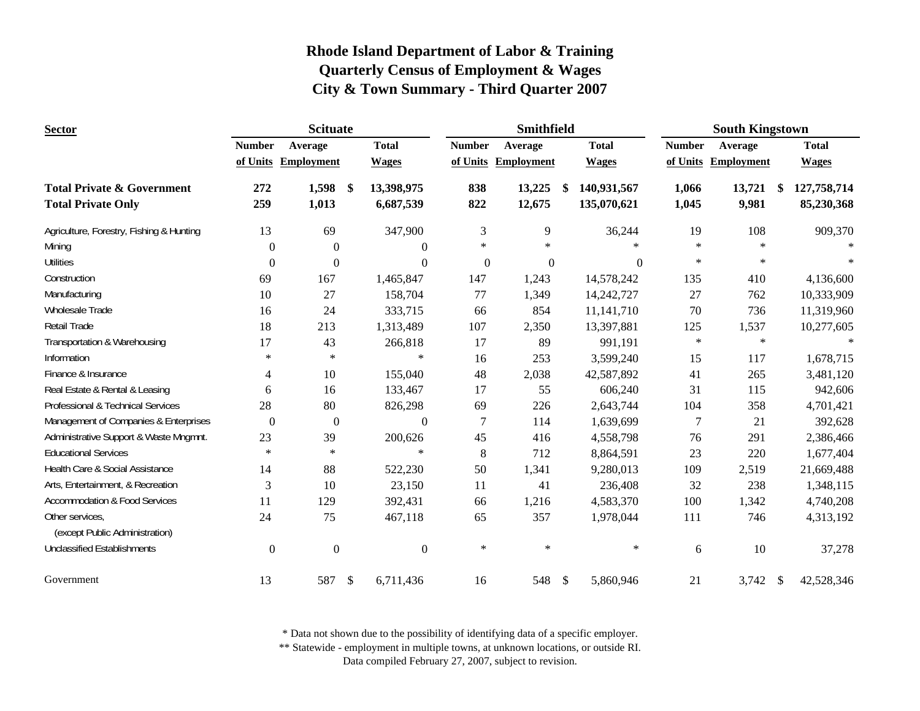# Rhode Island Department of Labor & Training
## Quarterly Census of Employment & Wages
## City & Town Summary - Third Quarter 2007

| Sector | Scituate | | | Smithfield | | | South Kingstown | | |
|---|---|---|---|---|---|---|---|---|---|
| | Number of Units | Average Employment | Total Wages | Number of Units | Average Employment | Total Wages | Number of Units | Average Employment | Total Wages |
| **Total Private & Government** | **272** | **1,598** | **$ 13,398,975** | **838** | **13,225** | **$ 140,931,567** | **1,066** | **13,721** | **$ 127,758,714** |
| **Total Private Only** | **259** | **1,013** | **6,687,539** | **822** | **12,675** | **135,070,621** | **1,045** | **9,981** | **85,230,368** |
| Agriculture, Forestry, Fishing & Hunting | 13 | 69 | 347,900 | 3 | 9 | 36,244 | 19 | 108 | 909,370 |
| Mining | 0 | 0 | 0 | * | * | * | * | * | * |
| Utilities | 0 | 0 | 0 | 0 | 0 | 0 | * | * | * |
| Construction | 69 | 167 | 1,465,847 | 147 | 1,243 | 14,578,242 | 135 | 410 | 4,136,600 |
| Manufacturing | 10 | 27 | 158,704 | 77 | 1,349 | 14,242,727 | 27 | 762 | 10,333,909 |
| Wholesale Trade | 16 | 24 | 333,715 | 66 | 854 | 11,141,710 | 70 | 736 | 11,319,960 |
| Retail Trade | 18 | 213 | 1,313,489 | 107 | 2,350 | 13,397,881 | 125 | 1,537 | 10,277,605 |
| Transportation & Warehousing | 17 | 43 | 266,818 | 17 | 89 | 991,191 | * | * | * |
| Information | * | * | * | 16 | 253 | 3,599,240 | 15 | 117 | 1,678,715 |
| Finance & Insurance | 4 | 10 | 155,040 | 48 | 2,038 | 42,587,892 | 41 | 265 | 3,481,120 |
| Real Estate & Rental & Leasing | 6 | 16 | 133,467 | 17 | 55 | 606,240 | 31 | 115 | 942,606 |
| Professional & Technical Services | 28 | 80 | 826,298 | 69 | 226 | 2,643,744 | 104 | 358 | 4,701,421 |
| Management of Companies & Enterprises | 0 | 0 | 0 | 7 | 114 | 1,639,699 | 7 | 21 | 392,628 |
| Administrative Support & Waste Mngmnt. | 23 | 39 | 200,626 | 45 | 416 | 4,558,798 | 76 | 291 | 2,386,466 |
| Educational Services | * | * | * | 8 | 712 | 8,864,591 | 23 | 220 | 1,677,404 |
| Health Care & Social Assistance | 14 | 88 | 522,230 | 50 | 1,341 | 9,280,013 | 109 | 2,519 | 21,669,488 |
| Arts, Entertainment, & Recreation | 3 | 10 | 23,150 | 11 | 41 | 236,408 | 32 | 238 | 1,348,115 |
| Accommodation & Food Services | 11 | 129 | 392,431 | 66 | 1,216 | 4,583,370 | 100 | 1,342 | 4,740,208 |
| Other services, (except Public Administration) | 24 | 75 | 467,118 | 65 | 357 | 1,978,044 | 111 | 746 | 4,313,192 |
| Unclassified Establishments | 0 | 0 | 0 | * | * | * | 6 | 10 | 37,278 |
| Government | 13 | 587 | $ 6,711,436 | 16 | 548 | $ 5,860,946 | 21 | 3,742 | $ 42,528,346 |

\* Data not shown due to the possibility of identifying data of a specific employer.
\*\* Statewide - employment in multiple towns, at unknown locations, or outside RI.
Data compiled February 27, 2007, subject to revision.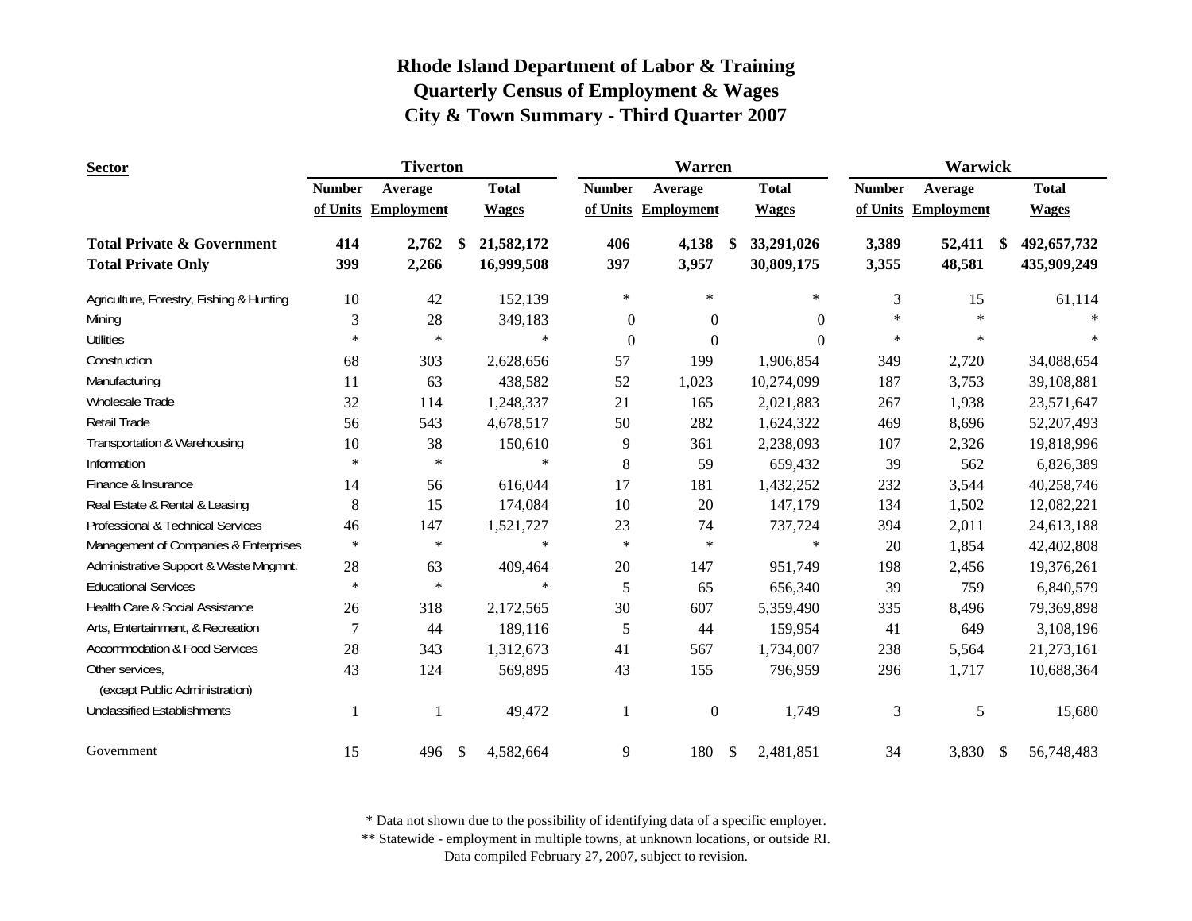# Rhode Island Department of Labor & Training
## Quarterly Census of Employment & Wages
## City & Town Summary - Third Quarter 2007

| Sector | Tiverton | | | Warren | | | Warwick | | |
|---|---|---|---|---|---|---|---|---|---|
| | Number of Units | Average Employment | Total Wages | Number of Units | Average Employment | Total Wages | Number of Units | Average Employment | Total Wages |
| **Total Private & Government** | **414** | **2,762** | **$ 21,582,172** | **406** | **4,138** | **$ 33,291,026** | **3,389** | **52,411** | **$ 492,657,732** |
| **Total Private Only** | **399** | **2,266** | **16,999,508** | **397** | **3,957** | **30,809,175** | **3,355** | **48,581** | **435,909,249** |
| Agriculture, Forestry, Fishing & Hunting | 10 | 42 | 152,139 | * | * | * | 3 | 15 | 61,114 |
| Mining | 3 | 28 | 349,183 | 0 | 0 | 0 | * | * | * |
| Utilities | * | * | * | 0 | 0 | 0 | * | * | * |
| Construction | 68 | 303 | 2,628,656 | 57 | 199 | 1,906,854 | 349 | 2,720 | 34,088,654 |
| Manufacturing | 11 | 63 | 438,582 | 52 | 1,023 | 10,274,099 | 187 | 3,753 | 39,108,881 |
| Wholesale Trade | 32 | 114 | 1,248,337 | 21 | 165 | 2,021,883 | 267 | 1,938 | 23,571,647 |
| Retail Trade | 56 | 543 | 4,678,517 | 50 | 282 | 1,624,322 | 469 | 8,696 | 52,207,493 |
| Transportation & Warehousing | 10 | 38 | 150,610 | 9 | 361 | 2,238,093 | 107 | 2,326 | 19,818,996 |
| Information | * | * | * | 8 | 59 | 659,432 | 39 | 562 | 6,826,389 |
| Finance & Insurance | 14 | 56 | 616,044 | 17 | 181 | 1,432,252 | 232 | 3,544 | 40,258,746 |
| Real Estate & Rental & Leasing | 8 | 15 | 174,084 | 10 | 20 | 147,179 | 134 | 1,502 | 12,082,221 |
| Professional & Technical Services | 46 | 147 | 1,521,727 | 23 | 74 | 737,724 | 394 | 2,011 | 24,613,188 |
| Management of Companies & Enterprises | * | * | * | * | * | * | 20 | 1,854 | 42,402,808 |
| Administrative Support & Waste Mngmnt. | 28 | 63 | 409,464 | 20 | 147 | 951,749 | 198 | 2,456 | 19,376,261 |
| Educational Services | * | * | * | 5 | 65 | 656,340 | 39 | 759 | 6,840,579 |
| Health Care & Social Assistance | 26 | 318 | 2,172,565 | 30 | 607 | 5,359,490 | 335 | 8,496 | 79,369,898 |
| Arts, Entertainment, & Recreation | 7 | 44 | 189,116 | 5 | 44 | 159,954 | 41 | 649 | 3,108,196 |
| Accommodation & Food Services | 28 | 343 | 1,312,673 | 41 | 567 | 1,734,007 | 238 | 5,564 | 21,273,161 |
| Other services, (except Public Administration) | 43 | 124 | 569,895 | 43 | 155 | 796,959 | 296 | 1,717 | 10,688,364 |
| Unclassified Establishments | 1 | 1 | 49,472 | 1 | 0 | 1,749 | 3 | 5 | 15,680 |
| Government | 15 | 496 | $ 4,582,664 | 9 | 180 | $ 2,481,851 | 34 | 3,830 | $ 56,748,483 |

\* Data not shown due to the possibility of identifying data of a specific employer.

\*\* Statewide - employment in multiple towns, at unknown locations, or outside RI.

Data compiled February 27, 2007, subject to revision.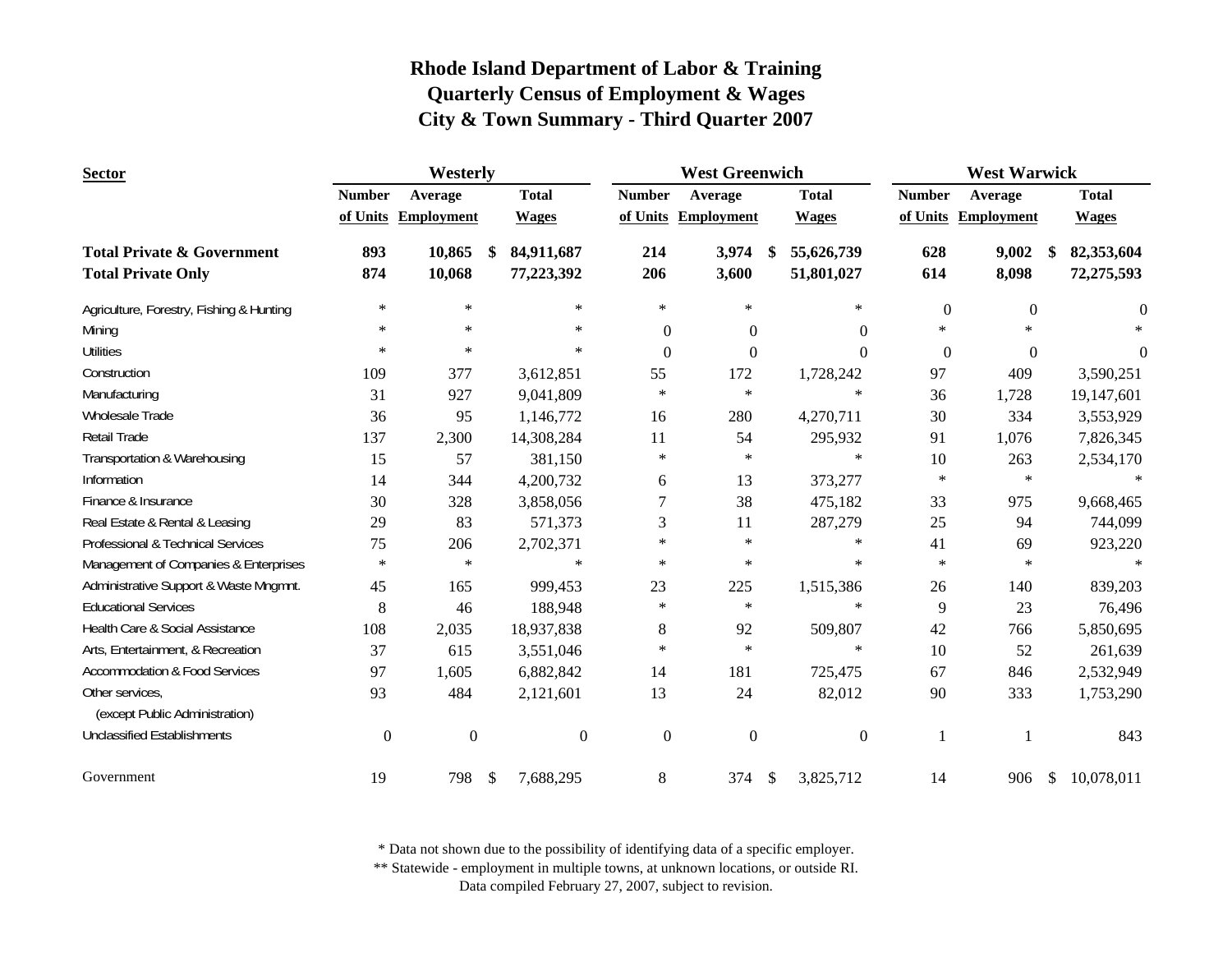# Rhode Island Department of Labor & Training
## Quarterly Census of Employment & Wages
## City & Town Summary - Third Quarter 2007

| Sector | Westerly | | | West Greenwich | | | West Warwick | | |
|---|---|---|---|---|---|---|---|---|---|
| | Number of Units | Average Employment | Total Wages | Number of Units | Average Employment | Total Wages | Number of Units | Average Employment | Total Wages |
| **Total Private & Government** | **893** | **10,865** | **$ 84,911,687** | **214** | **3,974** | **$ 55,626,739** | **628** | **9,002** | **$ 82,353,604** |
| **Total Private Only** | **874** | **10,068** | **77,223,392** | **206** | **3,600** | **51,801,027** | **614** | **8,098** | **72,275,593** |
| Agriculture, Forestry, Fishing & Hunting | * | * | * | * | * | * | 0 | 0 | 0 |
| Mining | * | * | * | 0 | 0 | 0 | * | * | * |
| Utilities | * | * | * | 0 | 0 | 0 | 0 | 0 | 0 |
| Construction | 109 | 377 | 3,612,851 | 55 | 172 | 1,728,242 | 97 | 409 | 3,590,251 |
| Manufacturing | 31 | 927 | 9,041,809 | * | * | * | 36 | 1,728 | 19,147,601 |
| Wholesale Trade | 36 | 95 | 1,146,772 | 16 | 280 | 4,270,711 | 30 | 334 | 3,553,929 |
| Retail Trade | 137 | 2,300 | 14,308,284 | 11 | 54 | 295,932 | 91 | 1,076 | 7,826,345 |
| Transportation & Warehousing | 15 | 57 | 381,150 | * | * | * | 10 | 263 | 2,534,170 |
| Information | 14 | 344 | 4,200,732 | 6 | 13 | 373,277 | * | * | * |
| Finance & Insurance | 30 | 328 | 3,858,056 | 7 | 38 | 475,182 | 33 | 975 | 9,668,465 |
| Real Estate & Rental & Leasing | 29 | 83 | 571,373 | 3 | 11 | 287,279 | 25 | 94 | 744,099 |
| Professional & Technical Services | 75 | 206 | 2,702,371 | * | * | * | 41 | 69 | 923,220 |
| Management of Companies & Enterprises | * | * | * | * | * | * | * | * | * |
| Administrative Support & Waste Mngmnt. | 45 | 165 | 999,453 | 23 | 225 | 1,515,386 | 26 | 140 | 839,203 |
| Educational Services | 8 | 46 | 188,948 | * | * | * | 9 | 23 | 76,496 |
| Health Care & Social Assistance | 108 | 2,035 | 18,937,838 | 8 | 92 | 509,807 | 42 | 766 | 5,850,695 |
| Arts, Entertainment, & Recreation | 37 | 615 | 3,551,046 | * | * | * | 10 | 52 | 261,639 |
| Accommodation & Food Services | 97 | 1,605 | 6,882,842 | 14 | 181 | 725,475 | 67 | 846 | 2,532,949 |
| Other services, (except Public Administration) | 93 | 484 | 2,121,601 | 13 | 24 | 82,012 | 90 | 333 | 1,753,290 |
| Unclassified Establishments | 0 | 0 | 0 | 0 | 0 | 0 | 1 | 1 | 843 |
| Government | 19 | 798 | $ 7,688,295 | 8 | 374 | $ 3,825,712 | 14 | 906 | $ 10,078,011 |

\* Data not shown due to the possibility of identifying data of a specific employer.
\*\* Statewide - employment in multiple towns, at unknown locations, or outside RI.
Data compiled February 27, 2007, subject to revision.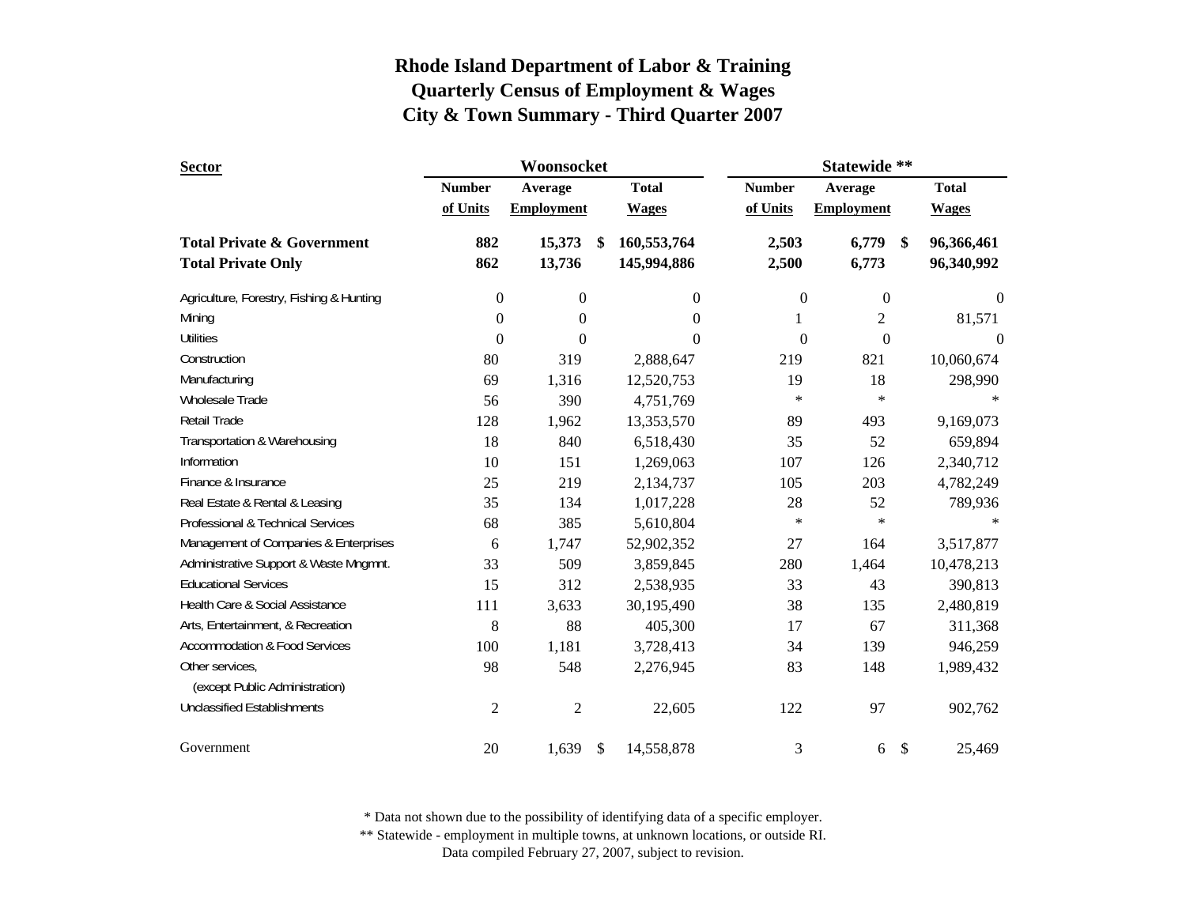# Rhode Island Department of Labor & Training
## Quarterly Census of Employment & Wages
## City & Town Summary - Third Quarter 2007

| Sector | Woonsocket | | | Statewide ** | | |
|---|---|---|---|---|---|---|
| | Number of Units | Average Employment | Total Wages | Number of Units | Average Employment | Total Wages |
| **Total Private & Government** | **882** | **15,373** | **$ 160,553,764** | **2,503** | **6,779** | **$ 96,366,461** |
| **Total Private Only** | **862** | **13,736** | **145,994,886** | **2,500** | **6,773** | **96,340,992** |
| Agriculture, Forestry, Fishing & Hunting | 0 | 0 | 0 | 0 | 0 | 0 |
| Mining | 0 | 0 | 0 | 1 | 2 | 81,571 |
| Utilities | 0 | 0 | 0 | 0 | 0 | 0 |
| Construction | 80 | 319 | 2,888,647 | 219 | 821 | 10,060,674 |
| Manufacturing | 69 | 1,316 | 12,520,753 | 19 | 18 | 298,990 |
| Wholesale Trade | 56 | 390 | 4,751,769 | * | * | * |
| Retail Trade | 128 | 1,962 | 13,353,570 | 89 | 493 | 9,169,073 |
| Transportation & Warehousing | 18 | 840 | 6,518,430 | 35 | 52 | 659,894 |
| Information | 10 | 151 | 1,269,063 | 107 | 126 | 2,340,712 |
| Finance & Insurance | 25 | 219 | 2,134,737 | 105 | 203 | 4,782,249 |
| Real Estate & Rental & Leasing | 35 | 134 | 1,017,228 | 28 | 52 | 789,936 |
| Professional & Technical Services | 68 | 385 | 5,610,804 | * | * | * |
| Management of Companies & Enterprises | 6 | 1,747 | 52,902,352 | 27 | 164 | 3,517,877 |
| Administrative Support & Waste Mngmnt. | 33 | 509 | 3,859,845 | 280 | 1,464 | 10,478,213 |
| Educational Services | 15 | 312 | 2,538,935 | 33 | 43 | 390,813 |
| Health Care & Social Assistance | 111 | 3,633 | 30,195,490 | 38 | 135 | 2,480,819 |
| Arts, Entertainment, & Recreation | 8 | 88 | 405,300 | 17 | 67 | 311,368 |
| Accommodation & Food Services | 100 | 1,181 | 3,728,413 | 34 | 139 | 946,259 |
| Other services, (except Public Administration) | 98 | 548 | 2,276,945 | 83 | 148 | 1,989,432 |
| Unclassified Establishments | 2 | 2 | 22,605 | 122 | 97 | 902,762 |
| Government | 20 | 1,639 | $ 14,558,878 | 3 | 6 | $ 25,469 |

\* Data not shown due to the possibility of identifying data of a specific employer.
** Statewide - employment in multiple towns, at unknown locations, or outside RI.
Data compiled February 27, 2007, subject to revision.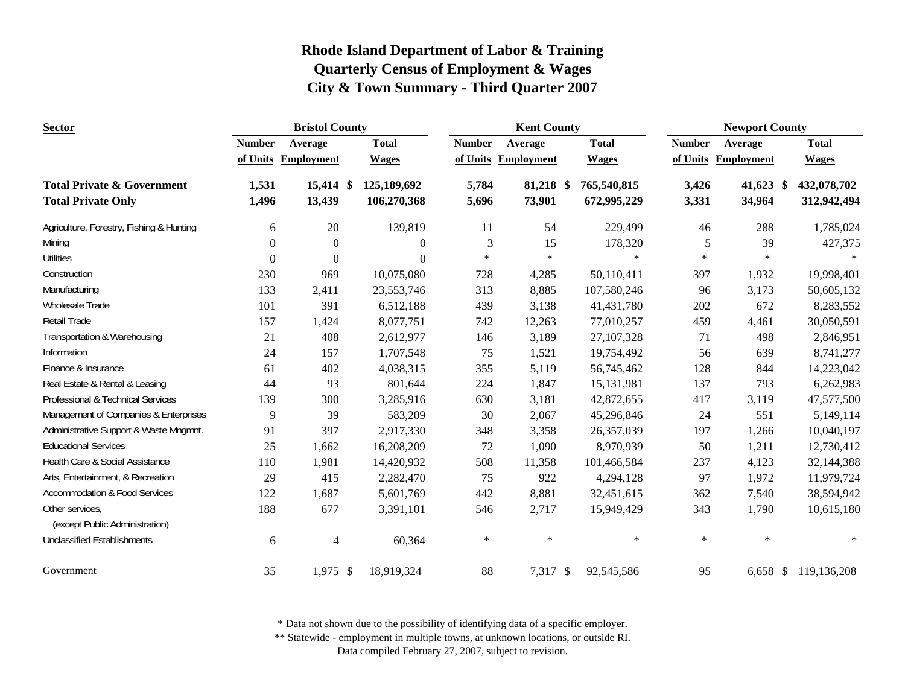# Rhode Island Department of Labor & Training
## Quarterly Census of Employment & Wages
## City & Town Summary - Third Quarter 2007

| Sector | Bristol County | | | Kent County | | | Newport County | | |
|---|---|---|---|---|---|---|---|---|---|
| | Number of Units | Average Employment | Total Wages | Number of Units | Average Employment | Total Wages | Number of Units | Average Employment | Total Wages |
| **Total Private & Government** | **1,531** | **15,414** | **$ 125,189,692** | **5,784** | **81,218** | **$ 765,540,815** | **3,426** | **41,623** | **$ 432,078,702** |
| **Total Private Only** | **1,496** | **13,439** | **106,270,368** | **5,696** | **73,901** | **672,995,229** | **3,331** | **34,964** | **312,942,494** |
| Agriculture, Forestry, Fishing & Hunting | 6 | 20 | 139,819 | 11 | 54 | 229,499 | 46 | 288 | 1,785,024 |
| Mining | 0 | 0 | 0 | 3 | 15 | 178,320 | 5 | 39 | 427,375 |
| Utilities | 0 | 0 | 0 | * | * | * | * | * | * |
| Construction | 230 | 969 | 10,075,080 | 728 | 4,285 | 50,110,411 | 397 | 1,932 | 19,998,401 |
| Manufacturing | 133 | 2,411 | 23,553,746 | 313 | 8,885 | 107,580,246 | 96 | 3,173 | 50,605,132 |
| Wholesale Trade | 101 | 391 | 6,512,188 | 439 | 3,138 | 41,431,780 | 202 | 672 | 8,283,552 |
| Retail Trade | 157 | 1,424 | 8,077,751 | 742 | 12,263 | 77,010,257 | 459 | 4,461 | 30,050,591 |
| Transportation & Warehousing | 21 | 408 | 2,612,977 | 146 | 3,189 | 27,107,328 | 71 | 498 | 2,846,951 |
| Information | 24 | 157 | 1,707,548 | 75 | 1,521 | 19,754,492 | 56 | 639 | 8,741,277 |
| Finance & Insurance | 61 | 402 | 4,038,315 | 355 | 5,119 | 56,745,462 | 128 | 844 | 14,223,042 |
| Real Estate & Rental & Leasing | 44 | 93 | 801,644 | 224 | 1,847 | 15,131,981 | 137 | 793 | 6,262,983 |
| Professional & Technical Services | 139 | 300 | 3,285,916 | 630 | 3,181 | 42,872,655 | 417 | 3,119 | 47,577,500 |
| Management of Companies & Enterprises | 9 | 39 | 583,209 | 30 | 2,067 | 45,296,846 | 24 | 551 | 5,149,114 |
| Administrative Support & Waste Mngmnt. | 91 | 397 | 2,917,330 | 348 | 3,358 | 26,357,039 | 197 | 1,266 | 10,040,197 |
| Educational Services | 25 | 1,662 | 16,208,209 | 72 | 1,090 | 8,970,939 | 50 | 1,211 | 12,730,412 |
| Health Care & Social Assistance | 110 | 1,981 | 14,420,932 | 508 | 11,358 | 101,466,584 | 237 | 4,123 | 32,144,388 |
| Arts, Entertainment, & Recreation | 29 | 415 | 2,282,470 | 75 | 922 | 4,294,128 | 97 | 1,972 | 11,979,724 |
| Accommodation & Food Services | 122 | 1,687 | 5,601,769 | 442 | 8,881 | 32,451,615 | 362 | 7,540 | 38,594,942 |
| Other services, (except Public Administration) | 188 | 677 | 3,391,101 | 546 | 2,717 | 15,949,429 | 343 | 1,790 | 10,615,180 |
| Unclassified Establishments | 6 | 4 | 60,364 | * | * | * | * | * | * |
| Government | 35 | 1,975 | $ 18,919,324 | 88 | 7,317 | $ 92,545,586 | 95 | 6,658 | $ 119,136,208 |

\* Data not shown due to the possibility of identifying data of a specific employer.
\*\* Statewide - employment in multiple towns, at unknown locations, or outside RI.
Data compiled February 27, 2007, subject to revision.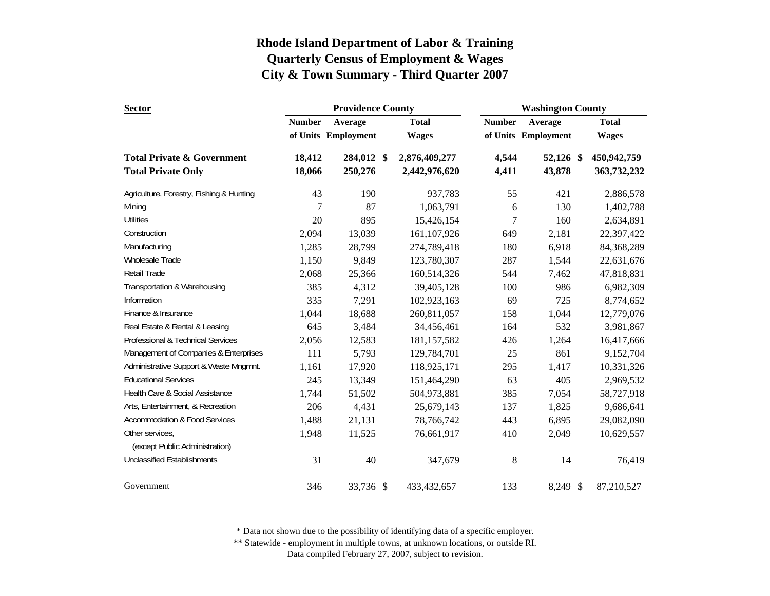# Rhode Island Department of Labor & Training
## Quarterly Census of Employment & Wages
## City & Town Summary - Third Quarter 2007

| Sector | Providence County | | | Washington County | | |
|---|---|---|---|---|---|---|
| | Number of Units | Average Employment | Total Wages | Number of Units | Average Employment | Total Wages |
| **Total Private & Government** | **18,412** | **284,012** | **$ 2,876,409,277** | **4,544** | **52,126** | **$ 450,942,759** |
| **Total Private Only** | **18,066** | **250,276** | **2,442,976,620** | **4,411** | **43,878** | **363,732,232** |
| Agriculture, Forestry, Fishing & Hunting | 43 | 190 | 937,783 | 55 | 421 | 2,886,578 |
| Mining | 7 | 87 | 1,063,791 | 6 | 130 | 1,402,788 |
| Utilities | 20 | 895 | 15,426,154 | 7 | 160 | 2,634,891 |
| Construction | 2,094 | 13,039 | 161,107,926 | 649 | 2,181 | 22,397,422 |
| Manufacturing | 1,285 | 28,799 | 274,789,418 | 180 | 6,918 | 84,368,289 |
| Wholesale Trade | 1,150 | 9,849 | 123,780,307 | 287 | 1,544 | 22,631,676 |
| Retail Trade | 2,068 | 25,366 | 160,514,326 | 544 | 7,462 | 47,818,831 |
| Transportation & Warehousing | 385 | 4,312 | 39,405,128 | 100 | 986 | 6,982,309 |
| Information | 335 | 7,291 | 102,923,163 | 69 | 725 | 8,774,652 |
| Finance & Insurance | 1,044 | 18,688 | 260,811,057 | 158 | 1,044 | 12,779,076 |
| Real Estate & Rental & Leasing | 645 | 3,484 | 34,456,461 | 164 | 532 | 3,981,867 |
| Professional & Technical Services | 2,056 | 12,583 | 181,157,582 | 426 | 1,264 | 16,417,666 |
| Management of Companies & Enterprises | 111 | 5,793 | 129,784,701 | 25 | 861 | 9,152,704 |
| Administrative Support & Waste Mngmnt. | 1,161 | 17,920 | 118,925,171 | 295 | 1,417 | 10,331,326 |
| Educational Services | 245 | 13,349 | 151,464,290 | 63 | 405 | 2,969,532 |
| Health Care & Social Assistance | 1,744 | 51,502 | 504,973,881 | 385 | 7,054 | 58,727,918 |
| Arts, Entertainment, & Recreation | 206 | 4,431 | 25,679,143 | 137 | 1,825 | 9,686,641 |
| Accommodation & Food Services | 1,488 | 21,131 | 78,766,742 | 443 | 6,895 | 29,082,090 |
| Other services, (except Public Administration) | 1,948 | 11,525 | 76,661,917 | 410 | 2,049 | 10,629,557 |
| Unclassified Establishments | 31 | 40 | 347,679 | 8 | 14 | 76,419 |
| Government | 346 | 33,736 | $ 433,432,657 | 133 | 8,249 | $ 87,210,527 |

\* Data not shown due to the possibility of identifying data of a specific employer.
\** Statewide - employment in multiple towns, at unknown locations, or outside RI.
Data compiled February 27, 2007, subject to revision.